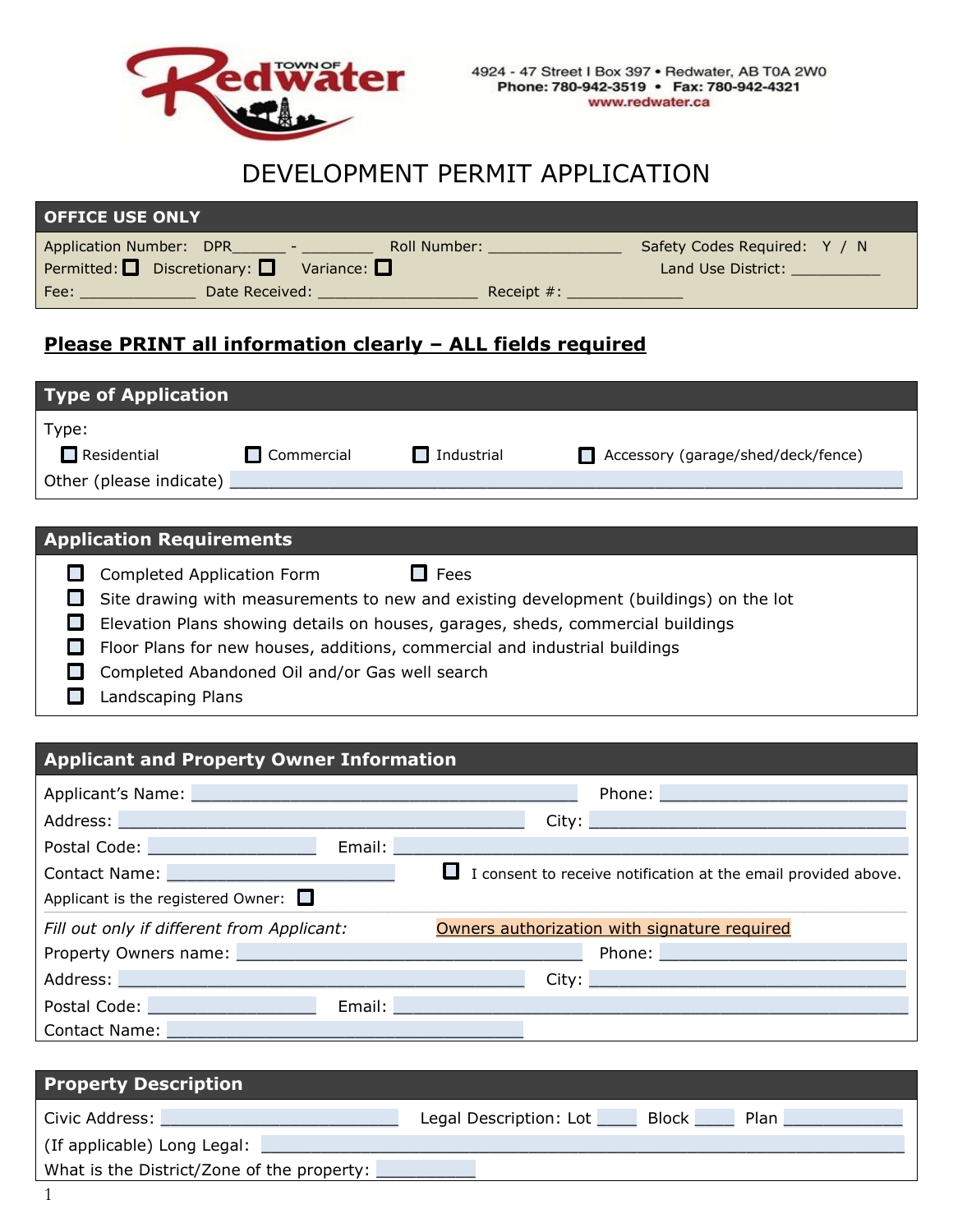TOWN OF Redwater

4924 - 47 Street I Box 397 • Redwater, AB T0A 2W0
Phone: 780-942-3519 • Fax: 780-942-4321
www.redwater.ca

# DEVELOPMENT PERMIT APPLICATION

## OFFICE USE ONLY

Application Number: DPR______ - ________ Roll Number: _______________ Safety Codes Required: Y / N

Permitted: ☐ Discretionary: ☐ Variance: ☐ Land Use District: ___________

Fee: _____________ Date Received: __________________ Receipt #: _____________

**Please PRINT all information clearly – ALL fields required**

## Type of Application

Type:

☐ Residential ☐ Commercial ☐ Industrial ☐ Accessory (garage/shed/deck/fence)

Other (please indicate) ____________________________________________________________

## Application Requirements

- ☐ Completed Application Form ☐ Fees
- ☐ Site drawing with measurements to new and existing development (buildings) on the lot
- ☐ Elevation Plans showing details on houses, garages, sheds, commercial buildings
- ☐ Floor Plans for new houses, additions, commercial and industrial buildings
- ☐ Completed Abandoned Oil and/or Gas well search
- ☐ Landscaping Plans

## Applicant and Property Owner Information

Applicant's Name: ________________________________________ Phone: ______________________

Address: __________________________________________ City: _______________________________

Postal Code: _________________ Email: ______________________________________________________

Contact Name: _______________________ ☐ I consent to receive notification at the email provided above.

Applicant is the registered Owner: ☐

*Fill out only if different from Applicant:* Owners authorization with signature required

Property Owners name: ____________________________________ Phone: ______________________

Address: __________________________________________ City: _______________________________

Postal Code: _________________ Email: ______________________________________________________

Contact Name: _____________________________________

## Property Description

Civic Address: _________________________ Legal Description: Lot ____ Block ____ Plan ____________

(If applicable) Long Legal: ____________________________________________________________________

What is the District/Zone of the property: ___________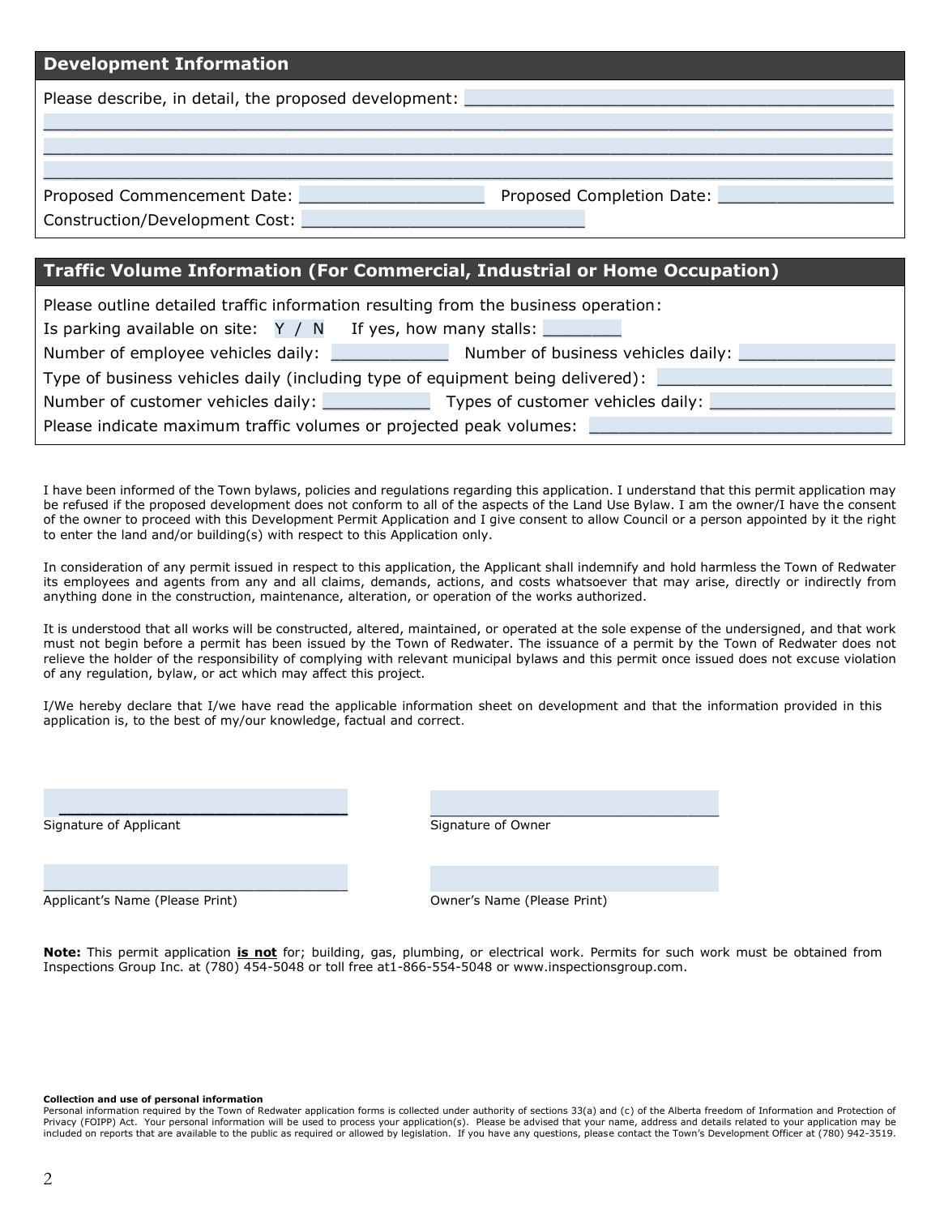## Development Information

Please describe, in detail, the proposed development: ______________________________________________

________________________________________________________________________________

________________________________________________________________________________

________________________________________________________________________________

Proposed Commencement Date: __________________ Proposed Completion Date: _________________

Construction/Development Cost: ____________________________

## Traffic Volume Information (For Commercial, Industrial or Home Occupation)

Please outline detailed traffic information resulting from the business operation:

Is parking available on site: Y / N If yes, how many stalls: ________

Number of employee vehicles daily: ____________ Number of business vehicles daily: _______________

Type of business vehicles daily (including type of equipment being delivered): _______________________

Number of customer vehicles daily: ___________ Types of customer vehicles daily: __________________

Please indicate maximum traffic volumes or projected peak volumes: ______________________________

I have been informed of the Town bylaws, policies and regulations regarding this application. I understand that this permit application may be refused if the proposed development does not conform to all of the aspects of the Land Use Bylaw. I am the owner/I have the consent of the owner to proceed with this Development Permit Application and I give consent to allow Council or a person appointed by it the right to enter the land and/or building(s) with respect to this Application only.

In consideration of any permit issued in respect to this application, the Applicant shall indemnify and hold harmless the Town of Redwater its employees and agents from any and all claims, demands, actions, and costs whatsoever that may arise, directly or indirectly from anything done in the construction, maintenance, alteration, or operation of the works authorized.

It is understood that all works will be constructed, altered, maintained, or operated at the sole expense of the undersigned, and that work must not begin before a permit has been issued by the Town of Redwater. The issuance of a permit by the Town of Redwater does not relieve the holder of the responsibility of complying with relevant municipal bylaws and this permit once issued does not excuse violation of any regulation, bylaw, or act which may affect this project.

I/We hereby declare that I/we have read the applicable information sheet on development and that the information provided in this application is, to the best of my/our knowledge, factual and correct.

______________________________
Signature of Applicant

______________________________
Signature of Owner

______________________________
Applicant's Name (Please Print)

______________________________
Owner's Name (Please Print)

**Note:** This permit application **is not** for; building, gas, plumbing, or electrical work. Permits for such work must be obtained from Inspections Group Inc. at (780) 454-5048 or toll free at1-866-554-5048 or www.inspectionsgroup.com.

**Collection and use of personal information**
Personal information required by the Town of Redwater application forms is collected under authority of sections 33(a) and (c) of the Alberta freedom of Information and Protection of Privacy (FOIPP) Act. Your personal information will be used to process your application(s). Please be advised that your name, address and details related to your application may be included on reports that are available to the public as required or allowed by legislation. If you have any questions, please contact the Town's Development Officer at (780) 942-3519.